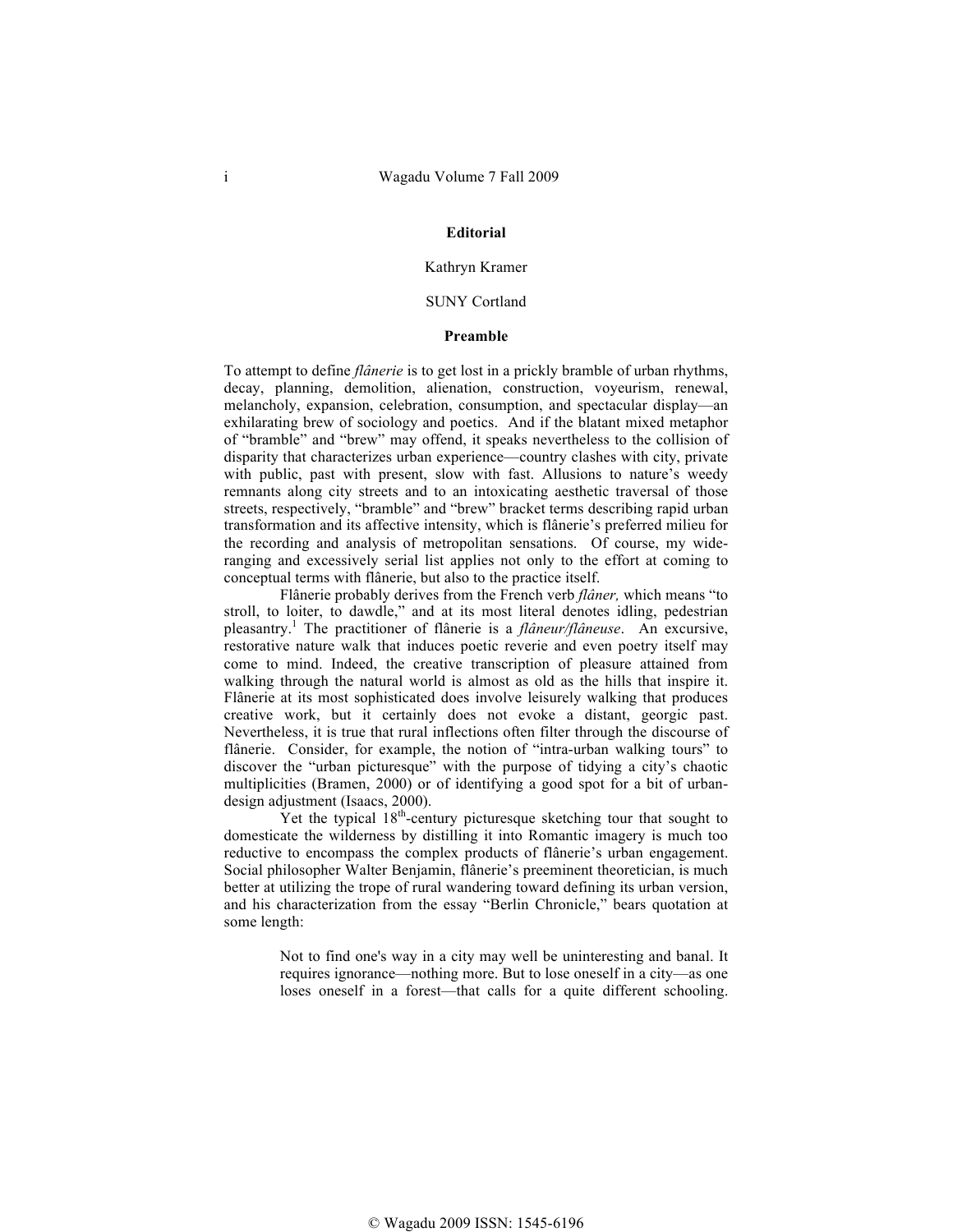**Editorial**

Kathryn Kramer

SUNY Cortland

**Preamble**

To attempt to define *flânerie* is to get lost in a prickly bramble of urban rhythms, decay, planning, demolition, alienation, construction, voyeurism, renewal, melancholy, expansion, celebration, consumption, and spectacular display—an exhilarating brew of sociology and poetics. And if the blatant mixed metaphor of "bramble" and "brew" may offend, it speaks nevertheless to the collision of disparity that characterizes urban experience—country clashes with city, private with public, past with present, slow with fast. Allusions to nature's weedy remnants along city streets and to an intoxicating aesthetic traversal of those streets, respectively, "bramble" and "brew" bracket terms describing rapid urban transformation and its affective intensity, which is flânerie's preferred milieu for the recording and analysis of metropolitan sensations. Of course, my wide-ranging and excessively serial list applies not only to the effort at coming to conceptual terms with flânerie, but also to the practice itself.

Flânerie probably derives from the French verb *flâner,* which means "to stroll, to loiter, to dawdle," and at its most literal denotes idling, pedestrian pleasantry.[1] The practitioner of flânerie is a *flâneur/flâneuse*. An excursive, restorative nature walk that induces poetic reverie and even poetry itself may come to mind. Indeed, the creative transcription of pleasure attained from walking through the natural world is almost as old as the hills that inspire it. Flânerie at its most sophisticated does involve leisurely walking that produces creative work, but it certainly does not evoke a distant, georgic past. Nevertheless, it is true that rural inflections often filter through the discourse of flânerie. Consider, for example, the notion of "intra-urban walking tours" to discover the "urban picturesque" with the purpose of tidying a city's chaotic multiplicities (Bramen, 2000) or of identifying a good spot for a bit of urban-design adjustment (Isaacs, 2000).

Yet the typical 18th-century picturesque sketching tour that sought to domesticate the wilderness by distilling it into Romantic imagery is much too reductive to encompass the complex products of flânerie's urban engagement. Social philosopher Walter Benjamin, flânerie's preeminent theoretician, is much better at utilizing the trope of rural wandering toward defining its urban version, and his characterization from the essay "Berlin Chronicle," bears quotation at some length:

> Not to find one's way in a city may well be uninteresting and banal. It requires ignorance—nothing more. But to lose oneself in a city—as one loses oneself in a forest—that calls for a quite different schooling.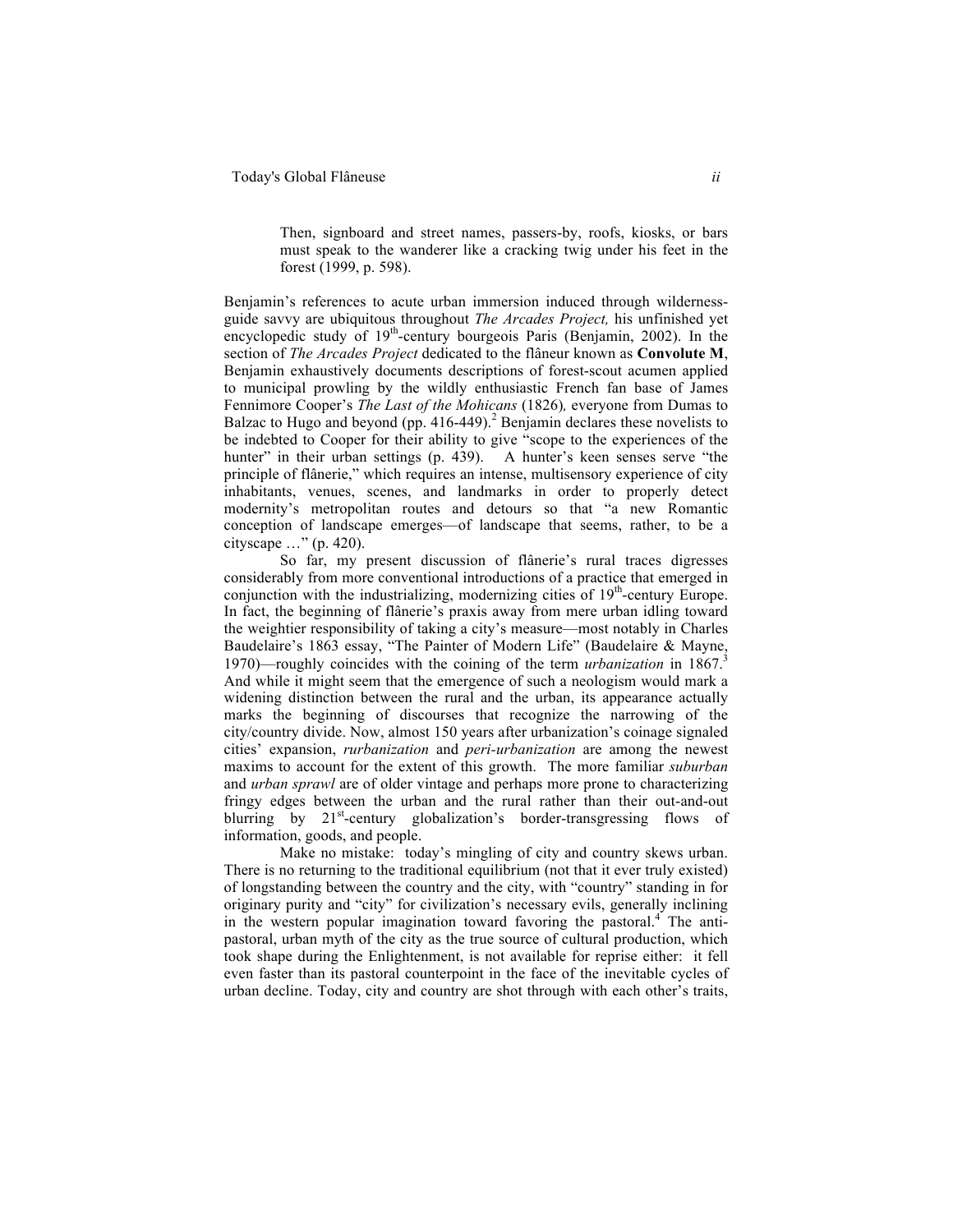> Then, signboard and street names, passers-by, roofs, kiosks, or bars must speak to the wanderer like a cracking twig under his feet in the forest (1999, p. 598).

Benjamin's references to acute urban immersion induced through wilderness-guide savvy are ubiquitous throughout *The Arcades Project,* his unfinished yet encyclopedic study of 19th-century bourgeois Paris (Benjamin, 2002). In the section of *The Arcades Project* dedicated to the flâneur known as **Convolute M**, Benjamin exhaustively documents descriptions of forest-scout acumen applied to municipal prowling by the wildly enthusiastic French fan base of James Fennimore Cooper's *The Last of the Mohicans* (1826)*,* everyone from Dumas to Balzac to Hugo and beyond (pp. 416-449).[2] Benjamin declares these novelists to be indebted to Cooper for their ability to give "scope to the experiences of the hunter" in their urban settings (p. 439). A hunter's keen senses serve "the principle of flânerie," which requires an intense, multisensory experience of city inhabitants, venues, scenes, and landmarks in order to properly detect modernity's metropolitan routes and detours so that "a new Romantic conception of landscape emerges—of landscape that seems, rather, to be a cityscape …" (p. 420).

So far, my present discussion of flânerie's rural traces digresses considerably from more conventional introductions of a practice that emerged in conjunction with the industrializing, modernizing cities of 19th-century Europe. In fact, the beginning of flânerie's praxis away from mere urban idling toward the weightier responsibility of taking a city's measure—most notably in Charles Baudelaire's 1863 essay, "The Painter of Modern Life" (Baudelaire & Mayne, 1970)—roughly coincides with the coining of the term *urbanization* in 1867.[3] And while it might seem that the emergence of such a neologism would mark a widening distinction between the rural and the urban, its appearance actually marks the beginning of discourses that recognize the narrowing of the city/country divide. Now, almost 150 years after urbanization's coinage signaled cities' expansion, *rurbanization* and *peri-urbanization* are among the newest maxims to account for the extent of this growth. The more familiar *suburban* and *urban sprawl* are of older vintage and perhaps more prone to characterizing fringy edges between the urban and the rural rather than their out-and-out blurring by 21st-century globalization's border-transgressing flows of information, goods, and people.

Make no mistake: today's mingling of city and country skews urban. There is no returning to the traditional equilibrium (not that it ever truly existed) of longstanding between the country and the city, with "country" standing in for originary purity and "city" for civilization's necessary evils, generally inclining in the western popular imagination toward favoring the pastoral.[4] The anti-pastoral, urban myth of the city as the true source of cultural production, which took shape during the Enlightenment, is not available for reprise either: it fell even faster than its pastoral counterpoint in the face of the inevitable cycles of urban decline. Today, city and country are shot through with each other's traits,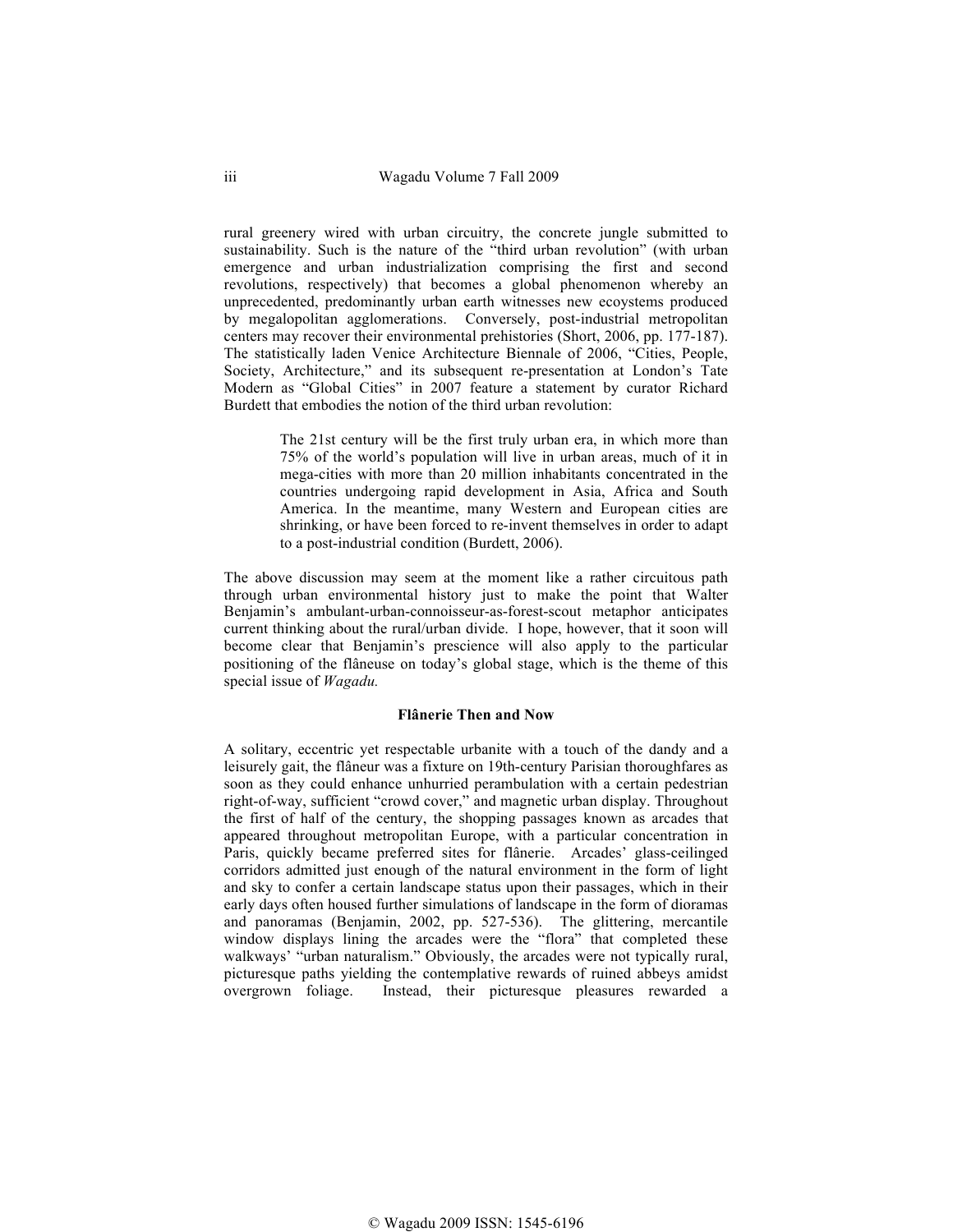rural greenery wired with urban circuitry, the concrete jungle submitted to sustainability. Such is the nature of the "third urban revolution" (with urban emergence and urban industrialization comprising the first and second revolutions, respectively) that becomes a global phenomenon whereby an unprecedented, predominantly urban earth witnesses new ecoystems produced by megalopolitan agglomerations. Conversely, post-industrial metropolitan centers may recover their environmental prehistories (Short, 2006, pp. 177-187). The statistically laden Venice Architecture Biennale of 2006, "Cities, People, Society, Architecture," and its subsequent re-presentation at London's Tate Modern as "Global Cities" in 2007 feature a statement by curator Richard Burdett that embodies the notion of the third urban revolution:

> The 21st century will be the first truly urban era, in which more than 75% of the world's population will live in urban areas, much of it in mega-cities with more than 20 million inhabitants concentrated in the countries undergoing rapid development in Asia, Africa and South America. In the meantime, many Western and European cities are shrinking, or have been forced to re-invent themselves in order to adapt to a post-industrial condition (Burdett, 2006).

The above discussion may seem at the moment like a rather circuitous path through urban environmental history just to make the point that Walter Benjamin's ambulant-urban-connoisseur-as-forest-scout metaphor anticipates current thinking about the rural/urban divide. I hope, however, that it soon will become clear that Benjamin's prescience will also apply to the particular positioning of the flâneuse on today's global stage, which is the theme of this special issue of *Wagadu.*

**Flânerie Then and Now**

A solitary, eccentric yet respectable urbanite with a touch of the dandy and a leisurely gait, the flâneur was a fixture on 19th-century Parisian thoroughfares as soon as they could enhance unhurried perambulation with a certain pedestrian right-of-way, sufficient "crowd cover," and magnetic urban display. Throughout the first of half of the century, the shopping passages known as arcades that appeared throughout metropolitan Europe, with a particular concentration in Paris, quickly became preferred sites for flânerie. Arcades' glass-ceilinged corridors admitted just enough of the natural environment in the form of light and sky to confer a certain landscape status upon their passages, which in their early days often housed further simulations of landscape in the form of dioramas and panoramas (Benjamin, 2002, pp. 527-536). The glittering, mercantile window displays lining the arcades were the "flora" that completed these walkways' "urban naturalism." Obviously, the arcades were not typically rural, picturesque paths yielding the contemplative rewards of ruined abbeys amidst overgrown foliage. Instead, their picturesque pleasures rewarded a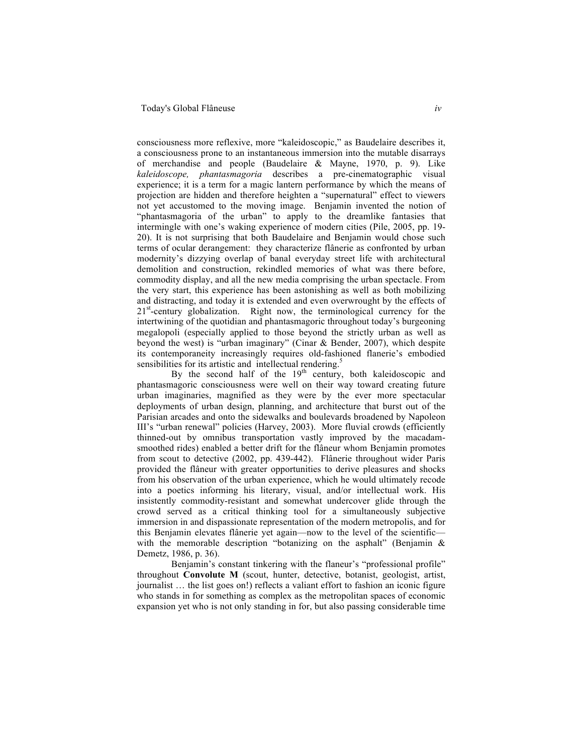consciousness more reflexive, more "kaleidoscopic," as Baudelaire describes it, a consciousness prone to an instantaneous immersion into the mutable disarrays of merchandise and people (Baudelaire & Mayne, 1970, p. 9). Like *kaleidoscope, phantasmagoria* describes a pre-cinematographic visual experience; it is a term for a magic lantern performance by which the means of projection are hidden and therefore heighten a "supernatural" effect to viewers not yet accustomed to the moving image. Benjamin invented the notion of "phantasmagoria of the urban" to apply to the dreamlike fantasies that intermingle with one's waking experience of modern cities (Pile, 2005, pp. 19-20). It is not surprising that both Baudelaire and Benjamin would chose such terms of ocular derangement: they characterize flânerie as confronted by urban modernity's dizzying overlap of banal everyday street life with architectural demolition and construction, rekindled memories of what was there before, commodity display, and all the new media comprising the urban spectacle. From the very start, this experience has been astonishing as well as both mobilizing and distracting, and today it is extended and even overwrought by the effects of 21st-century globalization. Right now, the terminological currency for the intertwining of the quotidian and phantasmagoric throughout today's burgeoning megalopoli (especially applied to those beyond the strictly urban as well as beyond the west) is "urban imaginary" (Cinar & Bender, 2007), which despite its contemporaneity increasingly requires old-fashioned flanerie's embodied sensibilities for its artistic and intellectual rendering.[5]

By the second half of the 19th century, both kaleidoscopic and phantasmagoric consciousness were well on their way toward creating future urban imaginaries, magnified as they were by the ever more spectacular deployments of urban design, planning, and architecture that burst out of the Parisian arcades and onto the sidewalks and boulevards broadened by Napoleon III's "urban renewal" policies (Harvey, 2003). More fluvial crowds (efficiently thinned-out by omnibus transportation vastly improved by the macadam-smoothed rides) enabled a better drift for the flâneur whom Benjamin promotes from scout to detective (2002, pp. 439-442). Flânerie throughout wider Paris provided the flâneur with greater opportunities to derive pleasures and shocks from his observation of the urban experience, which he would ultimately recode into a poetics informing his literary, visual, and/or intellectual work. His insistently commodity-resistant and somewhat undercover glide through the crowd served as a critical thinking tool for a simultaneously subjective immersion in and dispassionate representation of the modern metropolis, and for this Benjamin elevates flânerie yet again—now to the level of the scientific—with the memorable description "botanizing on the asphalt" (Benjamin & Demetz, 1986, p. 36).

Benjamin's constant tinkering with the flaneur's "professional profile" throughout **Convolute M** (scout, hunter, detective, botanist, geologist, artist, journalist … the list goes on!) reflects a valiant effort to fashion an iconic figure who stands in for something as complex as the metropolitan spaces of economic expansion yet who is not only standing in for, but also passing considerable time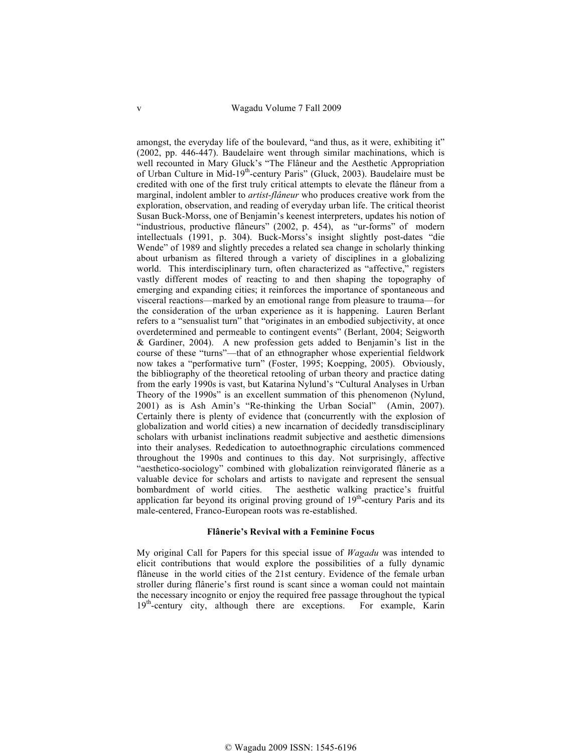amongst, the everyday life of the boulevard, "and thus, as it were, exhibiting it" (2002, pp. 446-447). Baudelaire went through similar machinations, which is well recounted in Mary Gluck's "The Flâneur and the Aesthetic Appropriation of Urban Culture in Mid-19th-century Paris" (Gluck, 2003). Baudelaire must be credited with one of the first truly critical attempts to elevate the flâneur from a marginal, indolent ambler to *artist-flâneur* who produces creative work from the exploration, observation, and reading of everyday urban life. The critical theorist Susan Buck-Morss, one of Benjamin's keenest interpreters, updates his notion of "industrious, productive flâneurs" (2002, p. 454), as "ur-forms" of modern intellectuals (1991, p. 304). Buck-Morss's insight slightly post-dates "die Wende" of 1989 and slightly precedes a related sea change in scholarly thinking about urbanism as filtered through a variety of disciplines in a globalizing world. This interdisciplinary turn, often characterized as "affective," registers vastly different modes of reacting to and then shaping the topography of emerging and expanding cities; it reinforces the importance of spontaneous and visceral reactions—marked by an emotional range from pleasure to trauma—for the consideration of the urban experience as it is happening. Lauren Berlant refers to a "sensualist turn" that "originates in an embodied subjectivity, at once overdetermined and permeable to contingent events" (Berlant, 2004; Seigworth & Gardiner, 2004). A new profession gets added to Benjamin's list in the course of these "turns"—that of an ethnographer whose experiential fieldwork now takes a "performative turn" (Foster, 1995; Koepping, 2005). Obviously, the bibliography of the theoretical retooling of urban theory and practice dating from the early 1990s is vast, but Katarina Nylund's "Cultural Analyses in Urban Theory of the 1990s" is an excellent summation of this phenomenon (Nylund, 2001) as is Ash Amin's "Re-thinking the Urban Social" (Amin, 2007). Certainly there is plenty of evidence that (concurrently with the explosion of globalization and world cities) a new incarnation of decidedly transdisciplinary scholars with urbanist inclinations readmit subjective and aesthetic dimensions into their analyses. Rededication to autoethnographic circulations commenced throughout the 1990s and continues to this day. Not surprisingly, affective "aesthetico-sociology" combined with globalization reinvigorated flânerie as a valuable device for scholars and artists to navigate and represent the sensual bombardment of world cities. The aesthetic walking practice's fruitful application far beyond its original proving ground of 19th-century Paris and its male-centered, Franco-European roots was re-established.

### Flânerie's Revival with a Feminine Focus

My original Call for Papers for this special issue of *Wagadu* was intended to elicit contributions that would explore the possibilities of a fully dynamic flâneuse in the world cities of the 21st century. Evidence of the female urban stroller during flânerie's first round is scant since a woman could not maintain the necessary incognito or enjoy the required free passage throughout the typical 19th-century city, although there are exceptions. For example, Karin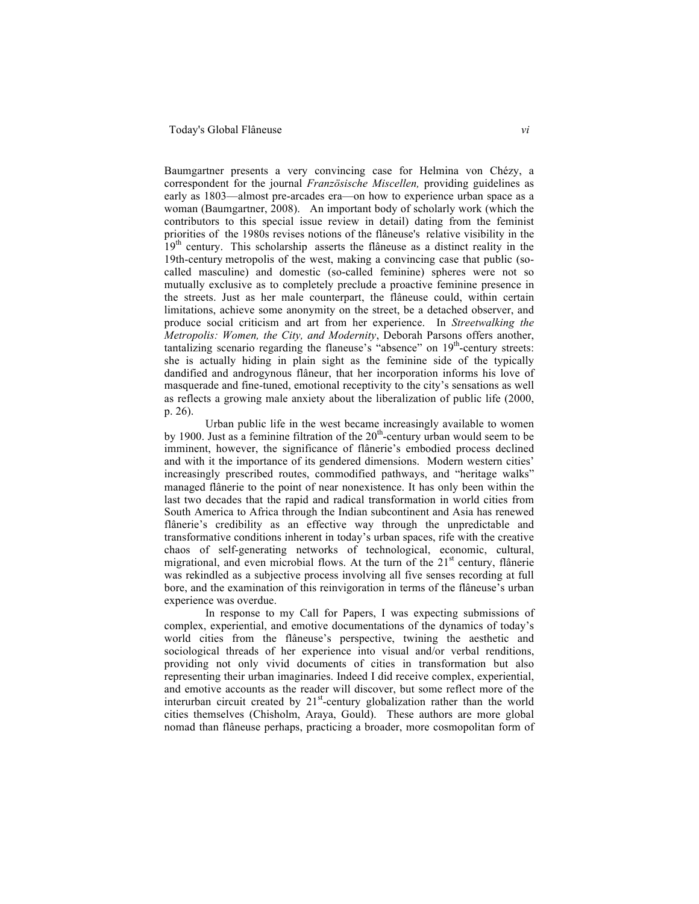Baumgartner presents a very convincing case for Helmina von Chézy, a correspondent for the journal *Französische Miscellen,* providing guidelines as early as 1803—almost pre-arcades era—on how to experience urban space as a woman (Baumgartner, 2008). An important body of scholarly work (which the contributors to this special issue review in detail) dating from the feminist priorities of the 1980s revises notions of the flâneuse's relative visibility in the 19th century. This scholarship asserts the flâneuse as a distinct reality in the 19th-century metropolis of the west, making a convincing case that public (so-called masculine) and domestic (so-called feminine) spheres were not so mutually exclusive as to completely preclude a proactive feminine presence in the streets. Just as her male counterpart, the flâneuse could, within certain limitations, achieve some anonymity on the street, be a detached observer, and produce social criticism and art from her experience. In *Streetwalking the Metropolis: Women, the City, and Modernity*, Deborah Parsons offers another, tantalizing scenario regarding the flaneuse's "absence" on 19th-century streets: she is actually hiding in plain sight as the feminine side of the typically dandified and androgynous flâneur, that her incorporation informs his love of masquerade and fine-tuned, emotional receptivity to the city's sensations as well as reflects a growing male anxiety about the liberalization of public life (2000, p. 26).

Urban public life in the west became increasingly available to women by 1900. Just as a feminine filtration of the 20th-century urban would seem to be imminent, however, the significance of flânerie's embodied process declined and with it the importance of its gendered dimensions. Modern western cities' increasingly prescribed routes, commodified pathways, and "heritage walks" managed flânerie to the point of near nonexistence. It has only been within the last two decades that the rapid and radical transformation in world cities from South America to Africa through the Indian subcontinent and Asia has renewed flânerie's credibility as an effective way through the unpredictable and transformative conditions inherent in today's urban spaces, rife with the creative chaos of self-generating networks of technological, economic, cultural, migrational, and even microbial flows. At the turn of the 21st century, flânerie was rekindled as a subjective process involving all five senses recording at full bore, and the examination of this reinvigoration in terms of the flâneuse's urban experience was overdue.

In response to my Call for Papers, I was expecting submissions of complex, experiential, and emotive documentations of the dynamics of today's world cities from the flâneuse's perspective, twining the aesthetic and sociological threads of her experience into visual and/or verbal renditions, providing not only vivid documents of cities in transformation but also representing their urban imaginaries. Indeed I did receive complex, experiential, and emotive accounts as the reader will discover, but some reflect more of the interurban circuit created by 21st-century globalization rather than the world cities themselves (Chisholm, Araya, Gould). These authors are more global nomad than flâneuse perhaps, practicing a broader, more cosmopolitan form of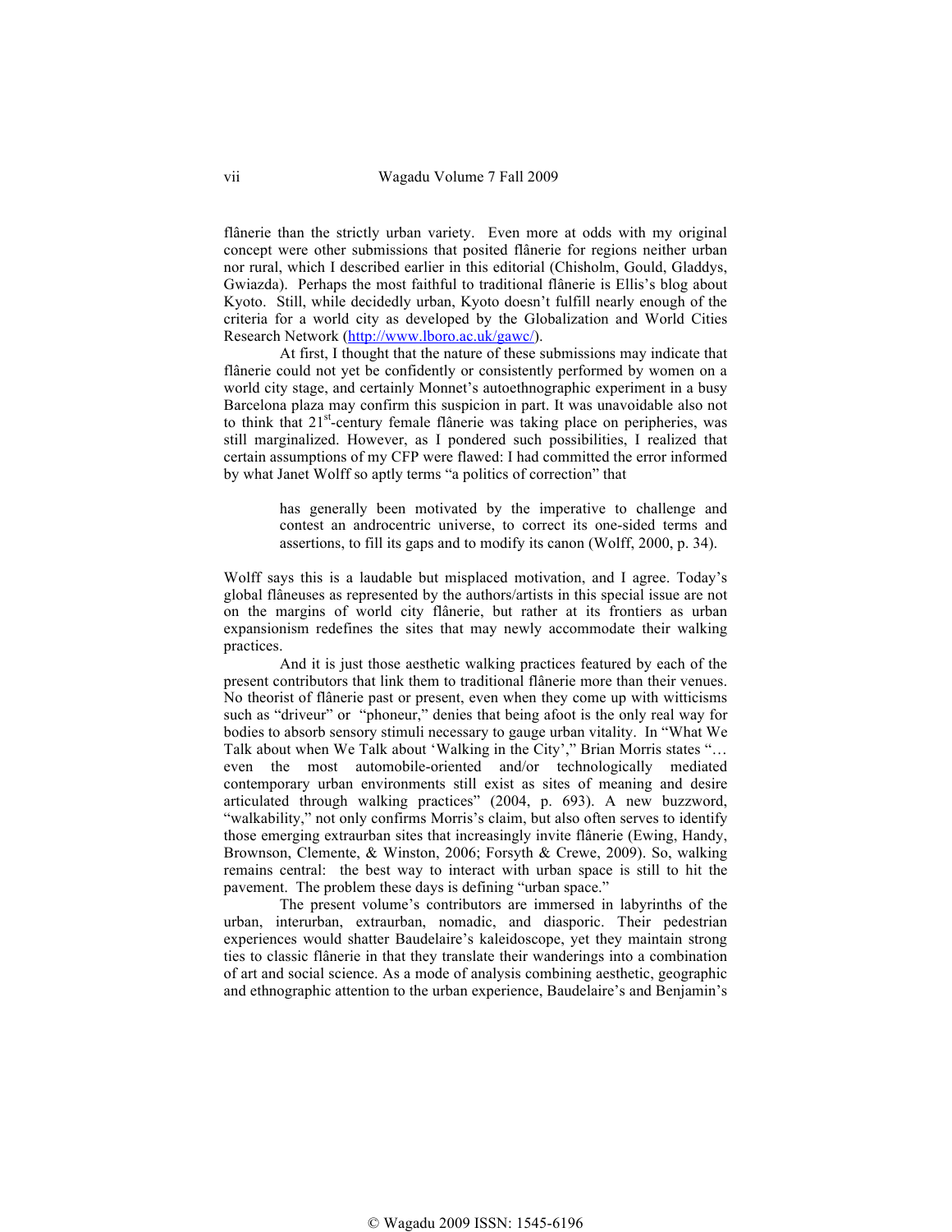flânerie than the strictly urban variety. Even more at odds with my original concept were other submissions that posited flânerie for regions neither urban nor rural, which I described earlier in this editorial (Chisholm, Gould, Gladdys, Gwiazda). Perhaps the most faithful to traditional flânerie is Ellis's blog about Kyoto. Still, while decidedly urban, Kyoto doesn't fulfill nearly enough of the criteria for a world city as developed by the Globalization and World Cities Research Network (http://www.lboro.ac.uk/gawc/).

At first, I thought that the nature of these submissions may indicate that flânerie could not yet be confidently or consistently performed by women on a world city stage, and certainly Monnet's autoethnographic experiment in a busy Barcelona plaza may confirm this suspicion in part. It was unavoidable also not to think that 21st-century female flânerie was taking place on peripheries, was still marginalized. However, as I pondered such possibilities, I realized that certain assumptions of my CFP were flawed: I had committed the error informed by what Janet Wolff so aptly terms "a politics of correction" that

> has generally been motivated by the imperative to challenge and contest an androcentric universe, to correct its one-sided terms and assertions, to fill its gaps and to modify its canon (Wolff, 2000, p. 34).

Wolff says this is a laudable but misplaced motivation, and I agree. Today's global flâneuses as represented by the authors/artists in this special issue are not on the margins of world city flânerie, but rather at its frontiers as urban expansionism redefines the sites that may newly accommodate their walking practices.

And it is just those aesthetic walking practices featured by each of the present contributors that link them to traditional flânerie more than their venues. No theorist of flânerie past or present, even when they come up with witticisms such as "driveur" or "phoneur," denies that being afoot is the only real way for bodies to absorb sensory stimuli necessary to gauge urban vitality. In "What We Talk about when We Talk about 'Walking in the City'," Brian Morris states "… even the most automobile-oriented and/or technologically mediated contemporary urban environments still exist as sites of meaning and desire articulated through walking practices" (2004, p. 693). A new buzzword, "walkability," not only confirms Morris's claim, but also often serves to identify those emerging extraurban sites that increasingly invite flânerie (Ewing, Handy, Brownson, Clemente, & Winston, 2006; Forsyth & Crewe, 2009). So, walking remains central: the best way to interact with urban space is still to hit the pavement. The problem these days is defining "urban space."

The present volume's contributors are immersed in labyrinths of the urban, interurban, extraurban, nomadic, and diasporic. Their pedestrian experiences would shatter Baudelaire's kaleidoscope, yet they maintain strong ties to classic flânerie in that they translate their wanderings into a combination of art and social science. As a mode of analysis combining aesthetic, geographic and ethnographic attention to the urban experience, Baudelaire's and Benjamin's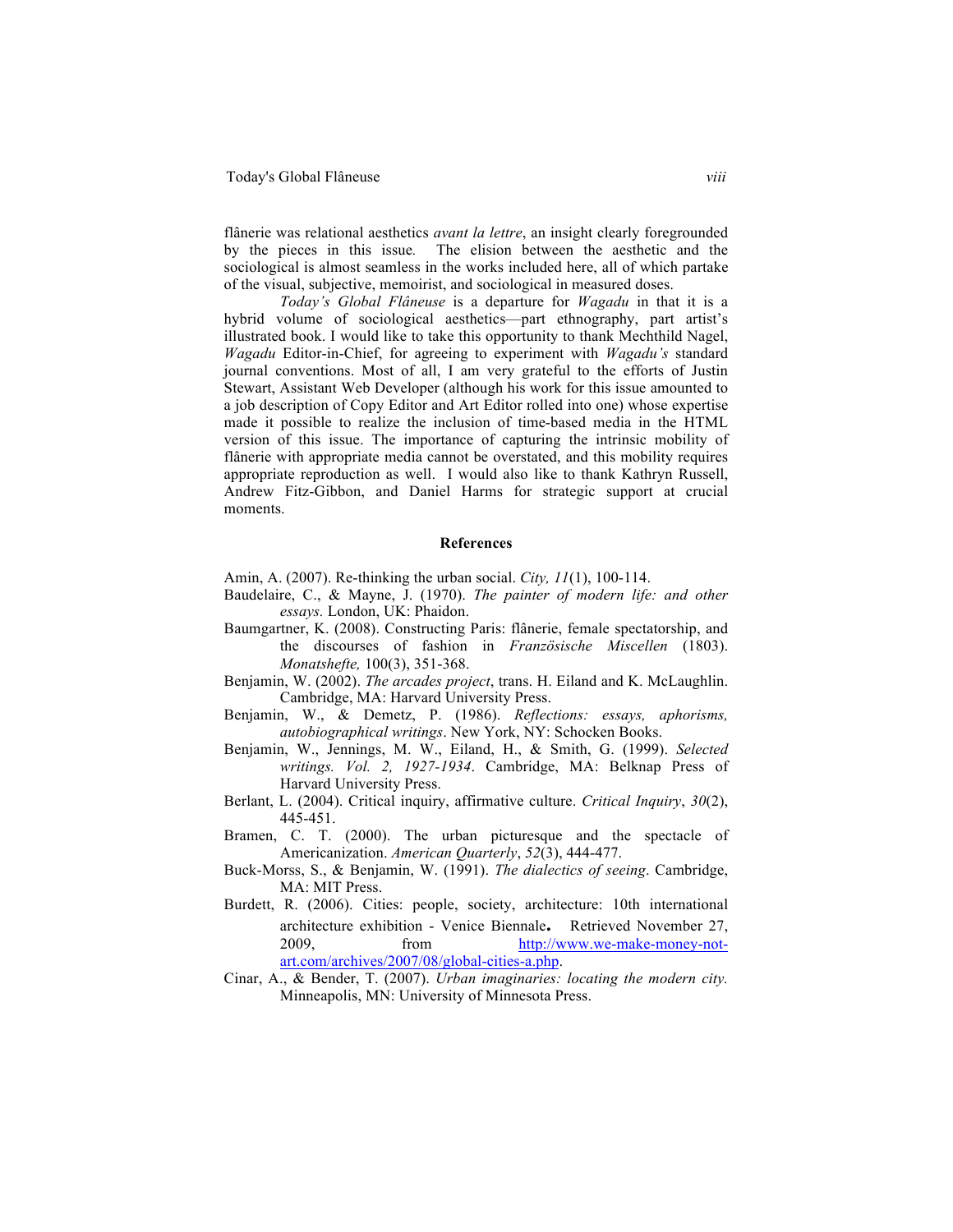flânerie was relational aesthetics *avant la lettre*, an insight clearly foregrounded by the pieces in this issue. The elision between the aesthetic and the sociological is almost seamless in the works included here, all of which partake of the visual, subjective, memoirist, and sociological in measured doses.

*Today's Global Flâneuse* is a departure for *Wagadu* in that it is a hybrid volume of sociological aesthetics—part ethnography, part artist's illustrated book. I would like to take this opportunity to thank Mechthild Nagel, *Wagadu* Editor-in-Chief, for agreeing to experiment with *Wagadu's* standard journal conventions. Most of all, I am very grateful to the efforts of Justin Stewart, Assistant Web Developer (although his work for this issue amounted to a job description of Copy Editor and Art Editor rolled into one) whose expertise made it possible to realize the inclusion of time-based media in the HTML version of this issue. The importance of capturing the intrinsic mobility of flânerie with appropriate media cannot be overstated, and this mobility requires appropriate reproduction as well. I would also like to thank Kathryn Russell, Andrew Fitz-Gibbon, and Daniel Harms for strategic support at crucial moments.

**References**

Amin, A. (2007). Re-thinking the urban social. *City, 11*(1), 100-114.

Baudelaire, C., & Mayne, J. (1970). *The painter of modern life: and other essays.* London, UK: Phaidon.

Baumgartner, K. (2008). Constructing Paris: flânerie, female spectatorship, and the discourses of fashion in *Französische Miscellen* (1803). *Monatshefte,* 100(3), 351-368.

Benjamin, W. (2002). *The arcades project*, trans. H. Eiland and K. McLaughlin. Cambridge, MA: Harvard University Press.

Benjamin, W., & Demetz, P. (1986). *Reflections: essays, aphorisms, autobiographical writings*. New York, NY: Schocken Books.

Benjamin, W., Jennings, M. W., Eiland, H., & Smith, G. (1999). *Selected writings. Vol. 2, 1927-1934*. Cambridge, MA: Belknap Press of Harvard University Press.

Berlant, L. (2004). Critical inquiry, affirmative culture. *Critical Inquiry*, *30*(2), 445-451.

Bramen, C. T. (2000). The urban picturesque and the spectacle of Americanization. *American Quarterly*, *52*(3), 444-477.

Buck-Morss, S., & Benjamin, W. (1991). *The dialectics of seeing*. Cambridge, MA: MIT Press.

Burdett, R. (2006). Cities: people, society, architecture: 10th international architecture exhibition - Venice Biennale. Retrieved November 27, 2009, from http://www.we-make-money-not-art.com/archives/2007/08/global-cities-a.php.

Cinar, A., & Bender, T. (2007). *Urban imaginaries: locating the modern city.* Minneapolis, MN: University of Minnesota Press.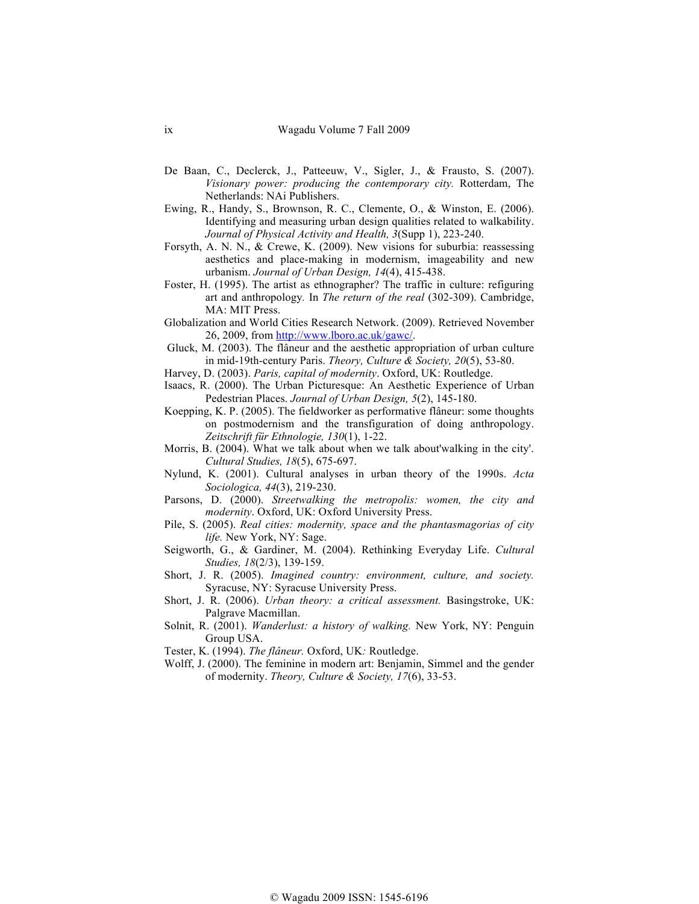De Baan, C., Declerck, J., Patteeuw, V., Sigler, J., & Frausto, S. (2007). *Visionary power: producing the contemporary city.* Rotterdam, The Netherlands: NAi Publishers.

Ewing, R., Handy, S., Brownson, R. C., Clemente, O., & Winston, E. (2006). Identifying and measuring urban design qualities related to walkability. *Journal of Physical Activity and Health, 3*(Supp 1), 223-240.

Forsyth, A. N. N., & Crewe, K. (2009). New visions for suburbia: reassessing aesthetics and place-making in modernism, imageability and new urbanism. *Journal of Urban Design, 14*(4), 415-438.

Foster, H. (1995). The artist as ethnographer? The traffic in culture: refiguring art and anthropology. In *The return of the real* (302-309). Cambridge, MA: MIT Press.

Globalization and World Cities Research Network. (2009). Retrieved November 26, 2009, from http://www.lboro.ac.uk/gawc/.

Gluck, M. (2003). The flâneur and the aesthetic appropriation of urban culture in mid-19th-century Paris. *Theory, Culture & Society, 20*(5), 53-80.

Harvey, D. (2003). *Paris, capital of modernity*. Oxford, UK: Routledge.

Isaacs, R. (2000). The Urban Picturesque: An Aesthetic Experience of Urban Pedestrian Places. *Journal of Urban Design, 5*(2), 145-180.

Koepping, K. P. (2005). The fieldworker as performative flâneur: some thoughts on postmodernism and the transfiguration of doing anthropology. *Zeitschrift für Ethnologie, 130*(1), 1-22.

Morris, B. (2004). What we talk about when we talk about'walking in the city'. *Cultural Studies, 18*(5), 675-697.

Nylund, K. (2001). Cultural analyses in urban theory of the 1990s. *Acta Sociologica, 44*(3), 219-230.

Parsons, D. (2000). *Streetwalking the metropolis: women, the city and modernity*. Oxford, UK: Oxford University Press.

Pile, S. (2005). *Real cities: modernity, space and the phantasmagorias of city life.* New York, NY: Sage.

Seigworth, G., & Gardiner, M. (2004). Rethinking Everyday Life. *Cultural Studies, 18*(2/3), 139-159.

Short, J. R. (2005). *Imagined country: environment, culture, and society.* Syracuse, NY: Syracuse University Press.

Short, J. R. (2006). *Urban theory: a critical assessment.* Basingstroke, UK: Palgrave Macmillan.

Solnit, R. (2001). *Wanderlust: a history of walking.* New York, NY: Penguin Group USA.

Tester, K. (1994). *The flâneur.* Oxford, UK: Routledge.

Wolff, J. (2000). The feminine in modern art: Benjamin, Simmel and the gender of modernity. *Theory, Culture & Society, 17*(6), 33-53.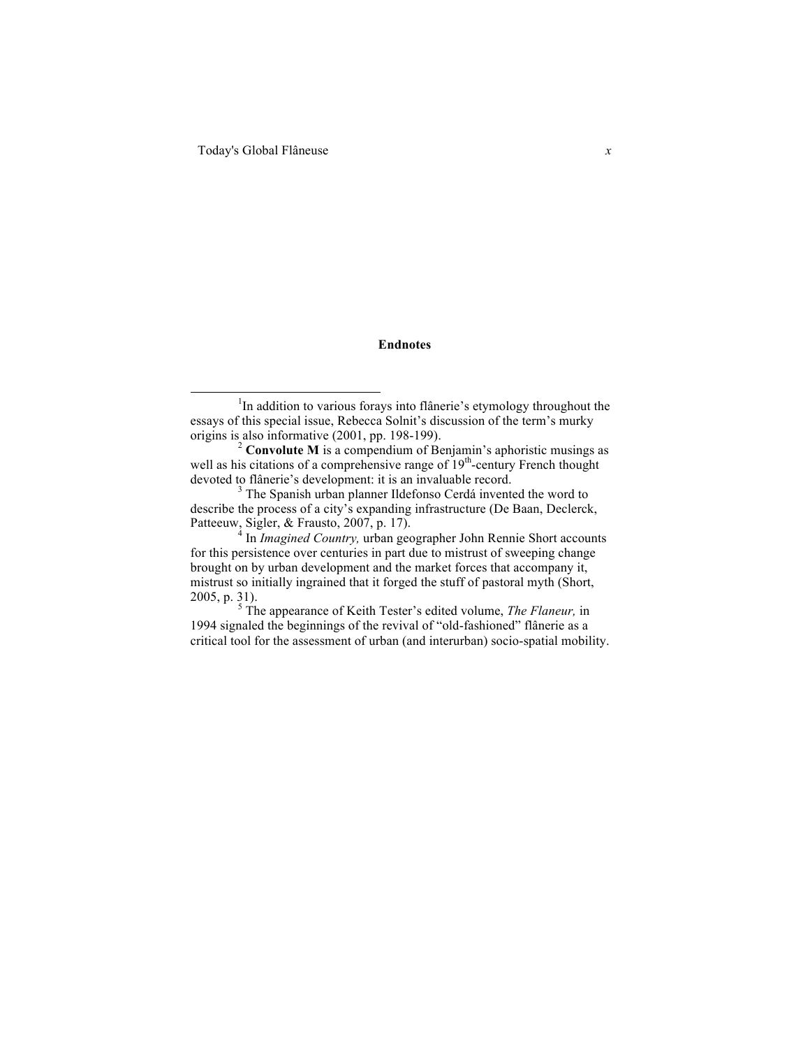**Endnotes**

[1]In addition to various forays into flânerie's etymology throughout the essays of this special issue, Rebecca Solnit's discussion of the term's murky origins is also informative (2001, pp. 198-199).

[2] **Convolute M** is a compendium of Benjamin's aphoristic musings as well as his citations of a comprehensive range of 19th-century French thought devoted to flânerie's development: it is an invaluable record.

[3] The Spanish urban planner Ildefonso Cerdá invented the word to describe the process of a city's expanding infrastructure (De Baan, Declerck, Patteeuw, Sigler, & Frausto, 2007, p. 17).

[4] In *Imagined Country,* urban geographer John Rennie Short accounts for this persistence over centuries in part due to mistrust of sweeping change brought on by urban development and the market forces that accompany it, mistrust so initially ingrained that it forged the stuff of pastoral myth (Short, 2005, p. 31).

[5] The appearance of Keith Tester's edited volume, *The Flaneur,* in 1994 signaled the beginnings of the revival of "old-fashioned" flânerie as a critical tool for the assessment of urban (and interurban) socio-spatial mobility.